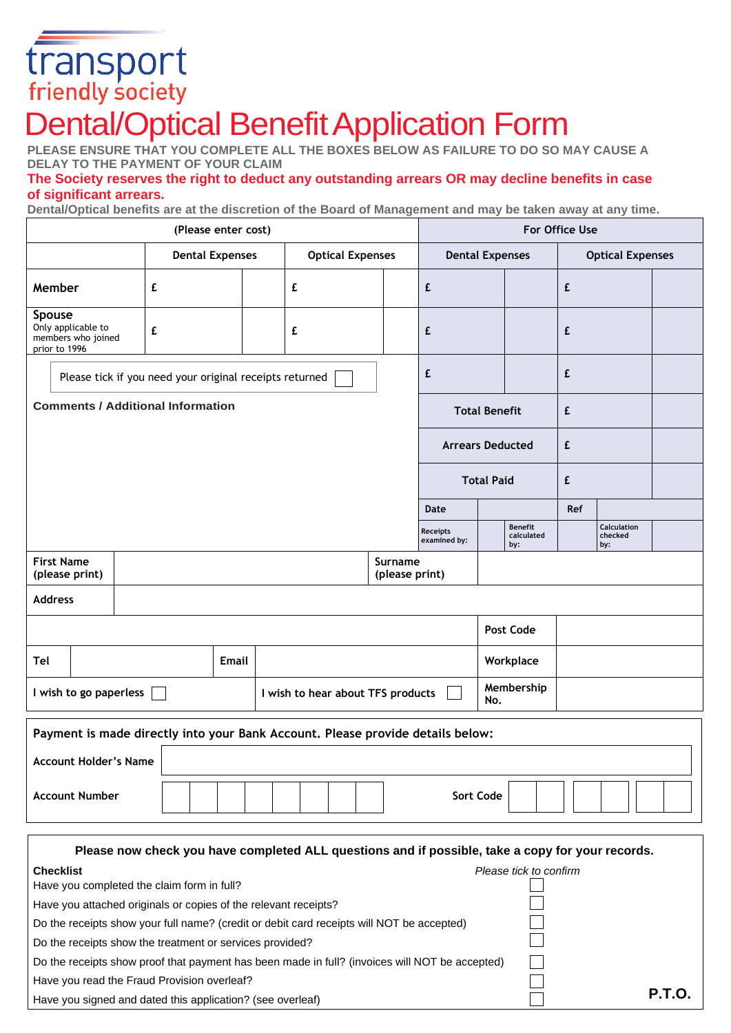transport
friendly society

# Dental/Optical Benefit Application Form

**PLEASE ENSURE THAT YOU COMPLETE ALL THE BOXES BELOW AS FAILURE TO DO SO MAY CAUSE A DELAY TO THE PAYMENT OF YOUR CLAIM**

**The Society reserves the right to deduct any outstanding arrears OR may decline benefits in case of significant arrears.**

**Dental/Optical benefits are at the discretion of the Board of Management and may be taken away at any time.**

| (Please enter cost) | | | | | For Office Use | | | |
|---|---|---|---|---|---|---|---|---|
| | Dental Expenses | | Optical Expenses | | Dental Expenses | | Optical Expenses | |
| **Member** | £ | | £ | | £ | | £ | |
| **Spouse** Only applicable to members who joined prior to 1996 | £ | | £ | | £ | | £ | |
| Please tick if you need your original receipts returned ☐ | | | | | £ | | £ | |
| **Comments / Additional Information** | | | | | Total Benefit | | £ | |
| | | | | | Arrears Deducted | | £ | |
| | | | | | Total Paid | | £ | |
| | | | | | Date | | Ref | |
| | | | | | Receipts examined by: | Benefit calculated by: | | Calculation checked by: |

| First Name (please print) | | Surname (please print) | |
|---|---|---|---|
| Address | | | |
| | | Post Code | |
| Tel | Email | Workplace | |
| I wish to go paperless ☐ | I wish to hear about TFS products ☐ | Membership No. | |

**Payment is made directly into your Bank Account. Please provide details below:**

Account Holder's Name

Account Number ☐☐☐☐☐☐☐☐ Sort Code ☐☐ ☐☐ ☐☐

**Please now check you have completed ALL questions and if possible, take a copy for your records.**

| **Checklist** | *Please tick to confirm* |
|---|---|
| Have you completed the claim form in full? | ☐ |
| Have you attached originals or copies of the relevant receipts? | ☐ |
| Do the receipts show your full name? (credit or debit card receipts will NOT be accepted) | ☐ |
| Do the receipts show the treatment or services provided? | ☐ |
| Do the receipts show proof that payment has been made in full? (invoices will NOT be accepted) | ☐ |
| Have you read the Fraud Provision overleaf? | ☐ |
| Have you signed and dated this application? (see overleaf) | ☐ |

**P.T.O.**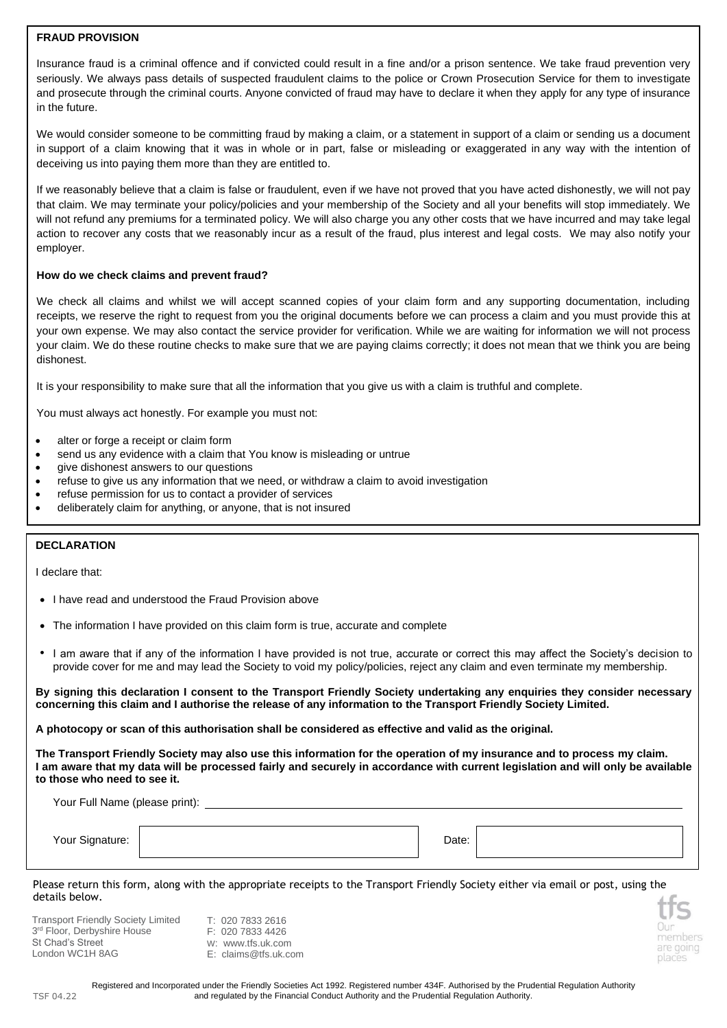## FRAUD PROVISION

Insurance fraud is a criminal offence and if convicted could result in a fine and/or a prison sentence. We take fraud prevention very seriously. We always pass details of suspected fraudulent claims to the police or Crown Prosecution Service for them to investigate and prosecute through the criminal courts. Anyone convicted of fraud may have to declare it when they apply for any type of insurance in the future.

We would consider someone to be committing fraud by making a claim, or a statement in support of a claim or sending us a document in support of a claim knowing that it was in whole or in part, false or misleading or exaggerated in any way with the intention of deceiving us into paying them more than they are entitled to.

If we reasonably believe that a claim is false or fraudulent, even if we have not proved that you have acted dishonestly, we will not pay that claim. We may terminate your policy/policies and your membership of the Society and all your benefits will stop immediately. We will not refund any premiums for a terminated policy. We will also charge you any other costs that we have incurred and may take legal action to recover any costs that we reasonably incur as a result of the fraud, plus interest and legal costs. We may also notify your employer.

**How do we check claims and prevent fraud?**

We check all claims and whilst we will accept scanned copies of your claim form and any supporting documentation, including receipts, we reserve the right to request from you the original documents before we can process a claim and you must provide this at your own expense. We may also contact the service provider for verification. While we are waiting for information we will not process your claim. We do these routine checks to make sure that we are paying claims correctly; it does not mean that we think you are being dishonest.

It is your responsibility to make sure that all the information that you give us with a claim is truthful and complete.

You must always act honestly. For example you must not:

- alter or forge a receipt or claim form
- send us any evidence with a claim that You know is misleading or untrue
- give dishonest answers to our questions
- refuse to give us any information that we need, or withdraw a claim to avoid investigation
- refuse permission for us to contact a provider of services
- deliberately claim for anything, or anyone, that is not insured

## DECLARATION

I declare that:

- I have read and understood the Fraud Provision above
- The information I have provided on this claim form is true, accurate and complete
- I am aware that if any of the information I have provided is not true, accurate or correct this may affect the Society's decision to provide cover for me and may lead the Society to void my policy/policies, reject any claim and even terminate my membership.

**By signing this declaration I consent to the Transport Friendly Society undertaking any enquiries they consider necessary concerning this claim and I authorise the release of any information to the Transport Friendly Society Limited.**

**A photocopy or scan of this authorisation shall be considered as effective and valid as the original.**

**The Transport Friendly Society may also use this information for the operation of my insurance and to process my claim. I am aware that my data will be processed fairly and securely in accordance with current legislation and will only be available to those who need to see it.**

Your Full Name (please print): ____________________

Your Signature: ____________________ Date: ____________________

Please return this form, along with the appropriate receipts to the Transport Friendly Society either via email or post, using the details below.

Transport Friendly Society Limited
3rd Floor, Derbyshire House
St Chad's Street
London WC1H 8AG

T: 020 7833 2616
F: 020 7833 4426
W: www.tfs.uk.com
E: claims@tfs.uk.com

tfs
Our members are going places

Registered and Incorporated under the Friendly Societies Act 1992. Registered number 434F. Authorised by the Prudential Regulation Authority and regulated by the Financial Conduct Authority and the Prudential Regulation Authority.

TSF 04.22